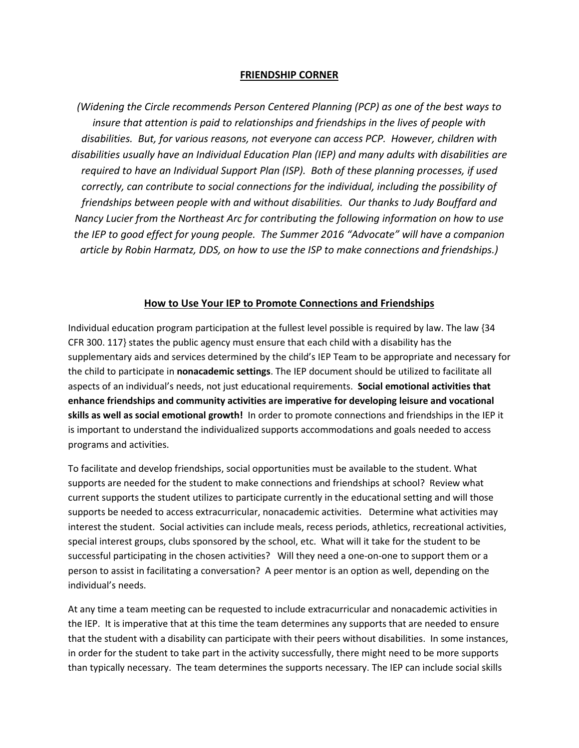**FRIENDSHIP CORNER**

*(Widening the Circle recommends Person Centered Planning (PCP) as one of the best ways to insure that attention is paid to relationships and friendships in the lives of people with disabilities. But, for various reasons, not everyone can access PCP. However, children with disabilities usually have an Individual Education Plan (IEP) and many adults with disabilities are required to have an Individual Support Plan (ISP). Both of these planning processes, if used correctly, can contribute to social connections for the individual, including the possibility of friendships between people with and without disabilities. Our thanks to Judy Bouffard and Nancy Lucier from the Northeast Arc for contributing the following information on how to use the IEP to good effect for young people. The Summer 2016 "Advocate" will have a companion article by Robin Harmatz, DDS, on how to use the ISP to make connections and friendships.)*

**How to Use Your IEP to Promote Connections and Friendships**

Individual education program participation at the fullest level possible is required by law. The law {34 CFR 300. 117} states the public agency must ensure that each child with a disability has the supplementary aids and services determined by the child's IEP Team to be appropriate and necessary for the child to participate in **nonacademic settings**. The IEP document should be utilized to facilitate all aspects of an individual's needs, not just educational requirements. **Social emotional activities that enhance friendships and community activities are imperative for developing leisure and vocational skills as well as social emotional growth!** In order to promote connections and friendships in the IEP it is important to understand the individualized supports accommodations and goals needed to access programs and activities.

To facilitate and develop friendships, social opportunities must be available to the student. What supports are needed for the student to make connections and friendships at school? Review what current supports the student utilizes to participate currently in the educational setting and will those supports be needed to access extracurricular, nonacademic activities. Determine what activities may interest the student. Social activities can include meals, recess periods, athletics, recreational activities, special interest groups, clubs sponsored by the school, etc. What will it take for the student to be successful participating in the chosen activities? Will they need a one-on-one to support them or a person to assist in facilitating a conversation? A peer mentor is an option as well, depending on the individual's needs.

At any time a team meeting can be requested to include extracurricular and nonacademic activities in the IEP. It is imperative that at this time the team determines any supports that are needed to ensure that the student with a disability can participate with their peers without disabilities. In some instances, in order for the student to take part in the activity successfully, there might need to be more supports than typically necessary. The team determines the supports necessary. The IEP can include social skills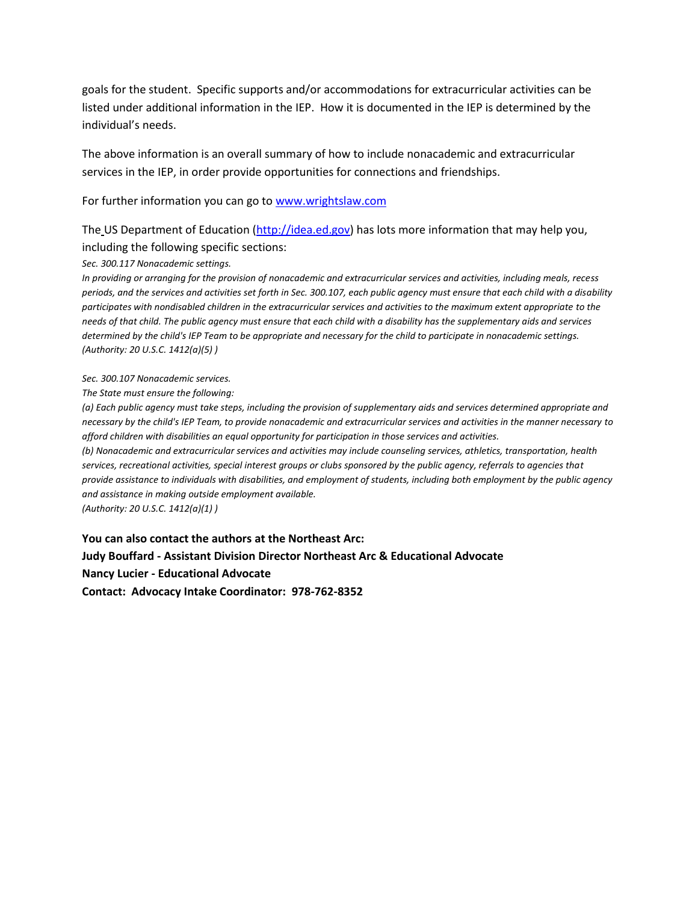goals for the student. Specific supports and/or accommodations for extracurricular activities can be listed under additional information in the IEP. How it is documented in the IEP is determined by the individual's needs.

The above information is an overall summary of how to include nonacademic and extracurricular services in the IEP, in order provide opportunities for connections and friendships.

For further information you can go to [www.wrightslaw.com](http://www.wrightslaw.com)

The US Department of Education ([http://idea.ed.gov](http://idea.ed.gov)) has lots more information that may help you, including the following specific sections:

*Sec. 300.117 Nonacademic settings.*

*In providing or arranging for the provision of nonacademic and extracurricular services and activities, including meals, recess periods, and the services and activities set forth in Sec. 300.107, each public agency must ensure that each child with a disability participates with nondisabled children in the extracurricular services and activities to the maximum extent appropriate to the needs of that child. The public agency must ensure that each child with a disability has the supplementary aids and services determined by the child's IEP Team to be appropriate and necessary for the child to participate in nonacademic settings.*
*(Authority: 20 U.S.C. 1412(a)(5) )*

*Sec. 300.107 Nonacademic services.*

*The State must ensure the following:*

*(a) Each public agency must take steps, including the provision of supplementary aids and services determined appropriate and necessary by the child's IEP Team, to provide nonacademic and extracurricular services and activities in the manner necessary to afford children with disabilities an equal opportunity for participation in those services and activities.*

*(b) Nonacademic and extracurricular services and activities may include counseling services, athletics, transportation, health services, recreational activities, special interest groups or clubs sponsored by the public agency, referrals to agencies that provide assistance to individuals with disabilities, and employment of students, including both employment by the public agency and assistance in making outside employment available.*

*(Authority: 20 U.S.C. 1412(a)(1) )*

**You can also contact the authors at the Northeast Arc:**
**Judy Bouffard - Assistant Division Director Northeast Arc & Educational Advocate**
**Nancy Lucier - Educational Advocate**
**Contact: Advocacy Intake Coordinator: 978-762-8352**